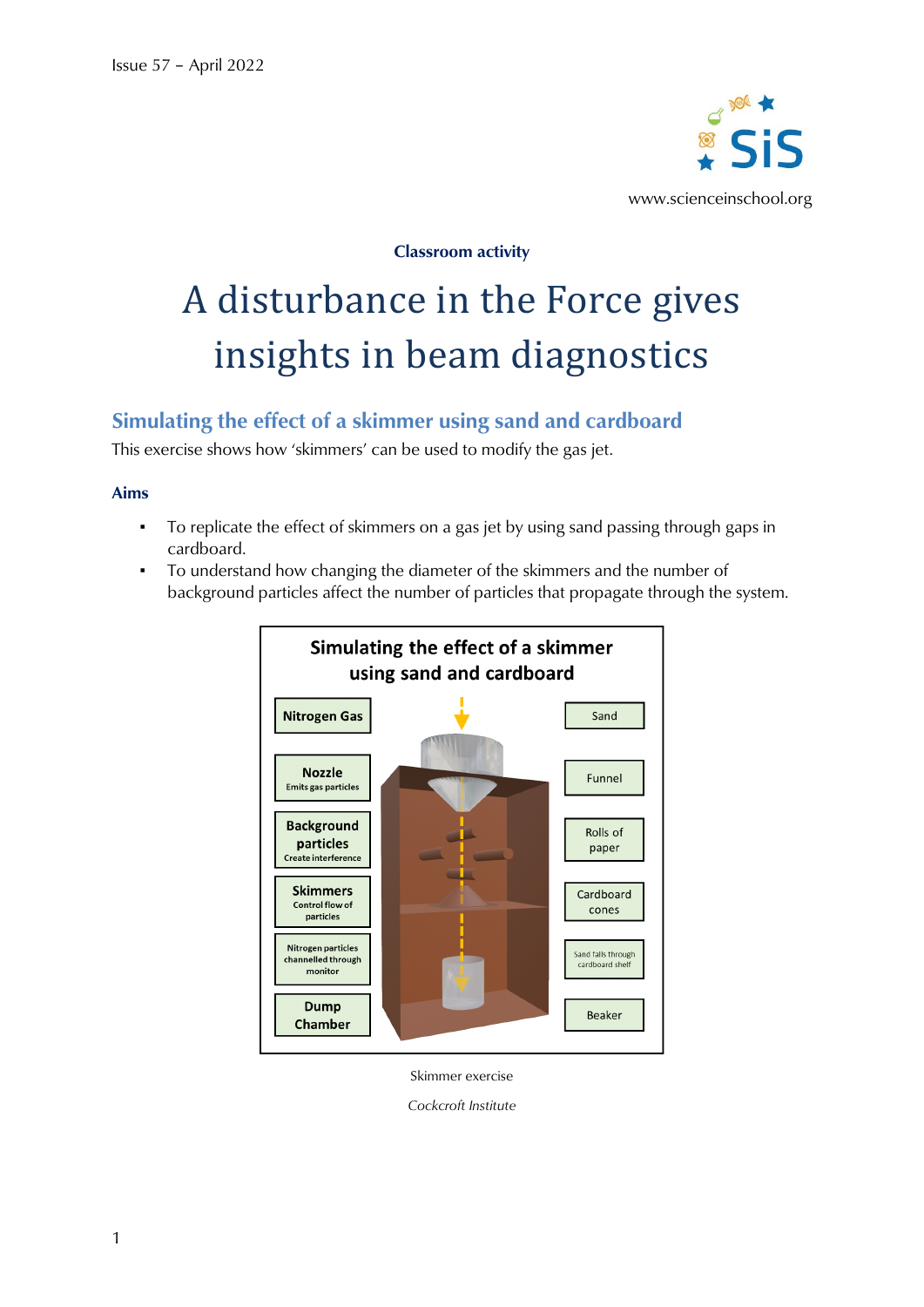### Classroom activity

# A disturbance in the Force gives insights in beam diagnostics

## Simulating the effect of a skimmer using sand and cardboard

This exercise shows how 'skimmers' can be used to modify the gas jet.

### Aims

- To replicate the effect of skimmers on a gas jet by using sand passing through gaps in cardboard.
- To understand how changing the diameter of the skimmers and the number of background particles affect the number of particles that propagate through the system.

**Simulating the effect of a skimmer using sand and cardboard**

| Accelerator component | Model component |
| --- | --- |
| **Nitrogen Gas** | Sand |
| **Nozzle** Emits gas particles | Funnel |
| **Background particles** Create interference | Rolls of paper |
| **Skimmers** Control flow of particles | Cardboard cones |
| Nitrogen particles channelled through monitor | Sand falls through cardboard shelf |
| **Dump Chamber** | Beaker |

Skimmer exercise

*Cockcroft Institute*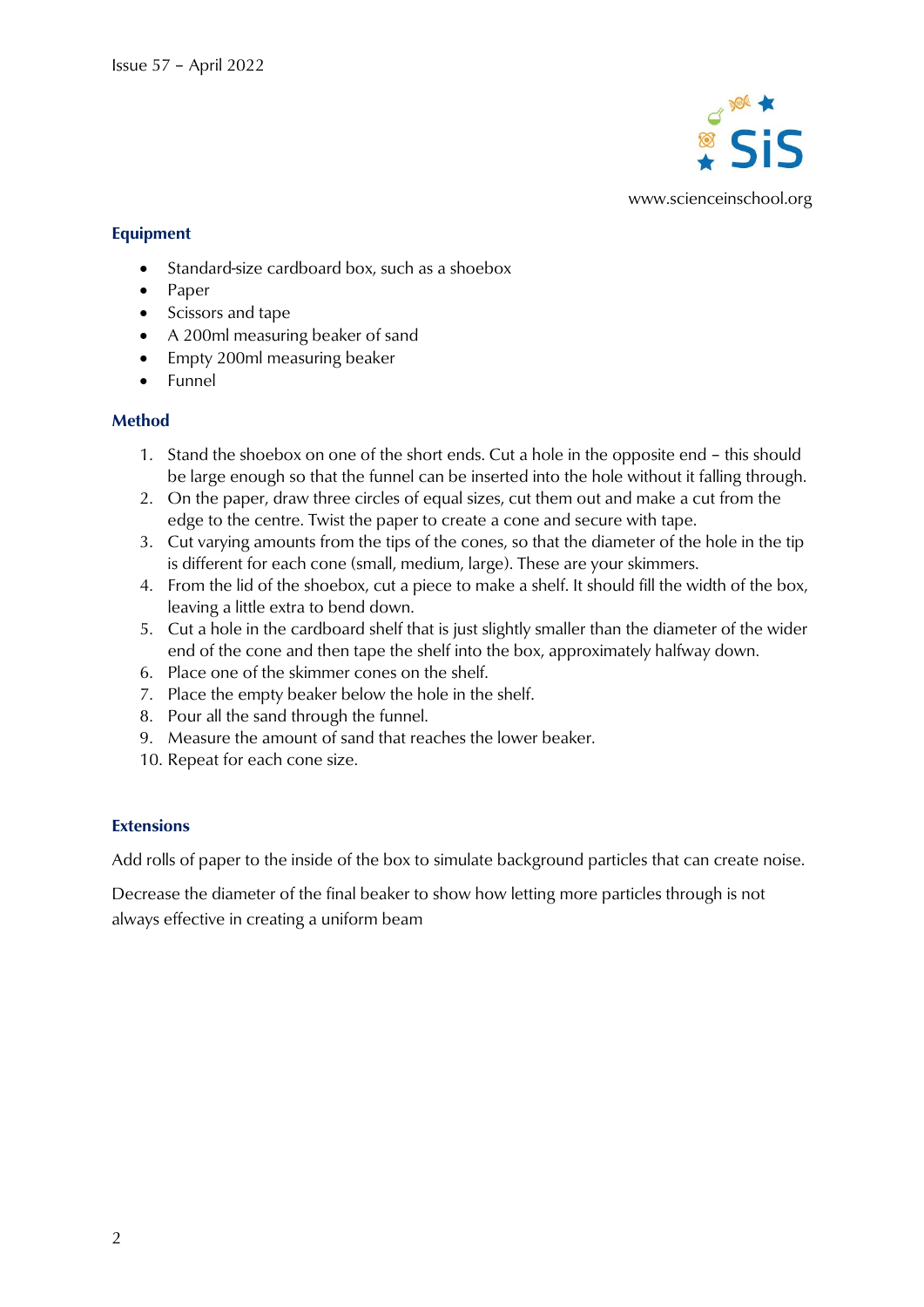## Equipment

- Standard-size cardboard box, such as a shoebox
- Paper
- Scissors and tape
- A 200ml measuring beaker of sand
- Empty 200ml measuring beaker
- Funnel

## Method

1. Stand the shoebox on one of the short ends. Cut a hole in the opposite end – this should be large enough so that the funnel can be inserted into the hole without it falling through.
2. On the paper, draw three circles of equal sizes, cut them out and make a cut from the edge to the centre. Twist the paper to create a cone and secure with tape.
3. Cut varying amounts from the tips of the cones, so that the diameter of the hole in the tip is different for each cone (small, medium, large). These are your skimmers.
4. From the lid of the shoebox, cut a piece to make a shelf. It should fill the width of the box, leaving a little extra to bend down.
5. Cut a hole in the cardboard shelf that is just slightly smaller than the diameter of the wider end of the cone and then tape the shelf into the box, approximately halfway down.
6. Place one of the skimmer cones on the shelf.
7. Place the empty beaker below the hole in the shelf.
8. Pour all the sand through the funnel.
9. Measure the amount of sand that reaches the lower beaker.
10. Repeat for each cone size.

## Extensions

Add rolls of paper to the inside of the box to simulate background particles that can create noise.

Decrease the diameter of the final beaker to show how letting more particles through is not always effective in creating a uniform beam